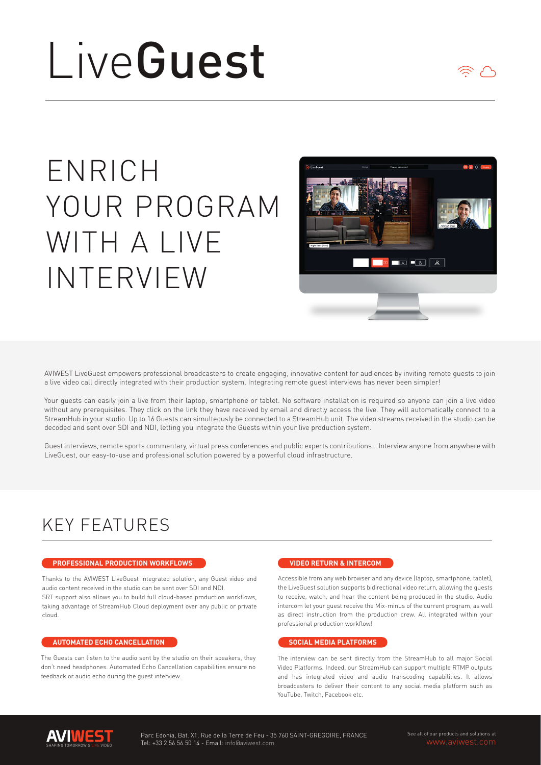# LiveGuest

## ENRICH YOUR PROGRAM WITH A LIVE INTERVIEW

AVIWEST LiveGuest empowers professional broadcasters to create engaging, innovative content for audiences by inviting remote guests to join a live video call directly integrated with their production system. Integrating remote guest interviews has never been simpler!

Your guests can easily join a live from their laptop, smartphone or tablet. No software installation is required so anyone can join a live video without any prerequisites. They click on the link they have received by email and directly access the live. They will automatically connect to a StreamHub in your studio. Up to 16 Guests can simulteously be connected to a StreamHub unit. The video streams received in the studio can be decoded and sent over SDI and NDI, letting you integrate the Guests within your live production system.

Guest interviews, remote sports commentary, virtual press conferences and public experts contributions... Interview anyone from anywhere with LiveGuest, our easy-to-use and professional solution powered by a powerful cloud infrastructure.

## KEY FEATURES

### PROFESSIONAL PRODUCTION WORKFLOWS

Thanks to the AVIWEST LiveGuest integrated solution, any Guest video and audio content received in the studio can be sent over SDI and NDI.
SRT support also allows you to build full cloud-based production workflows, taking advantage of StreamHub Cloud deployment over any public or private cloud.

### AUTOMATED ECHO CANCELLATION

The Guests can listen to the audio sent by the studio on their speakers, they don't need headphones. Automated Echo Cancellation capabilities ensure no feedback or audio echo during the guest interview.

### VIDEO RETURN & INTERCOM

Accessible from any web browser and any device (laptop, smartphone, tablet), the LiveGuest solution supports bidirectional video return, allowing the guests to receive, watch, and hear the content being produced in the studio. Audio intercom let your guest receive the Mix-minus of the current program, as well as direct instruction from the production crew. All integrated within your professional production workflow!

### SOCIAL MEDIA PLATFORMS

The interview can be sent directly from the StreamHub to all major Social Video Platforms. Indeed, our StreamHub can support multiple RTMP outputs and has integrated video and audio transcoding capabilities. It allows broadcasters to deliver their content to any social media platform such as YouTube, Twitch, Facebook etc.

AVIWEST SHAPING TOMORROW'S LIVE VIDEO

Parc Edonia, Bat. X1, Rue de la Terre de Feu - 35 760 SAINT-GREGOIRE, FRANCE
Tel: +33 2 56 56 50 14 - Email: info@aviwest.com

See all of our products and solutions at www.aviwest.com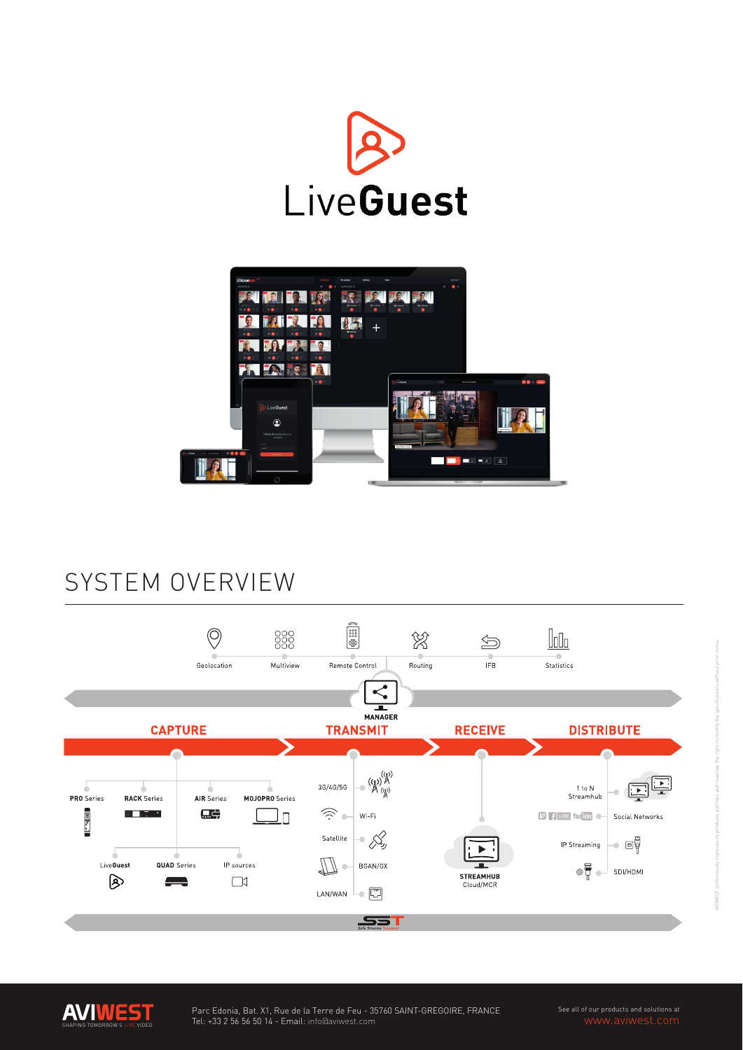# LiveGuest

## SYSTEM OVERVIEW

Geolocation
Multiview
Remote Control
Routing
IFB
Statistics

MANAGER

CAPTURE
TRANSMIT
RECEIVE
DISTRIBUTE

PRO Series
RACK Series
AIR Series
MOJOPRO Series
LiveGuest
QUAD Series
IP sources

3G/4G/5G
Wi-Fi
Satellite
BGAN/GX
LAN/WAN

STREAMHUB
Cloud/MCR

1 to N
Streamhub
Social Networks
IP Streaming
SDI/HDMI

SST
Safe Streams Transport

AVIWEST continuously improves its products portfolio and reserves the right to modify the specifications without prior notice.

AVIWEST
SHAPING TOMORROW'S LIVE VIDEO

Parc Edonia, Bat. X1, Rue de la Terre de Feu - 35760 SAINT-GREGOIRE, FRANCE
Tel: +33 2 56 56 50 14 - Email: info@aviwest.com

See all of our products and solutions at
www.aviwest.com